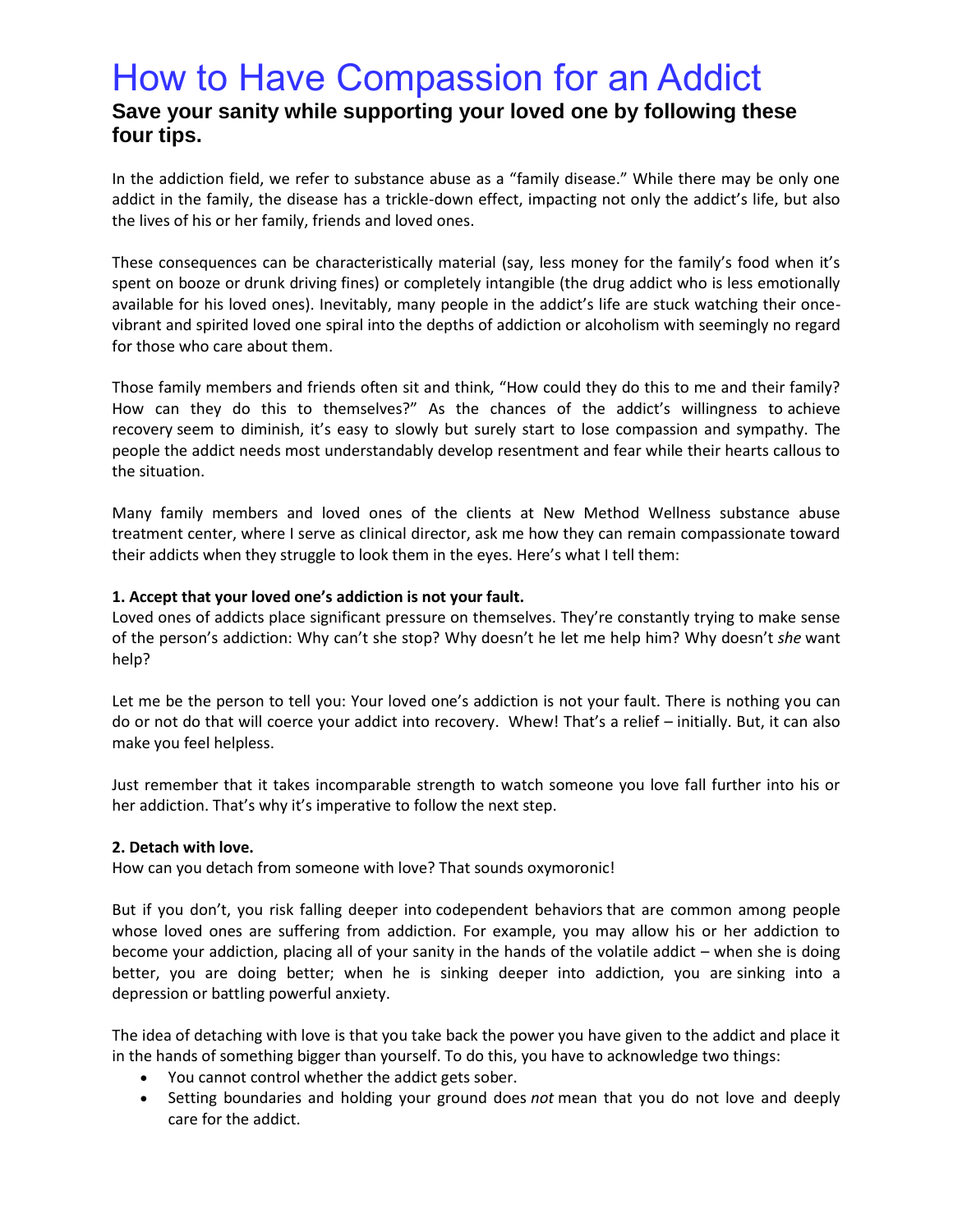# How to Have Compassion for an Addict

## Save your sanity while supporting your loved one by following these four tips.

In the addiction field, we refer to substance abuse as a "family disease." While there may be only one addict in the family, the disease has a trickle-down effect, impacting not only the addict's life, but also the lives of his or her family, friends and loved ones.

These consequences can be characteristically material (say, less money for the family's food when it's spent on booze or drunk driving fines) or completely intangible (the drug addict who is less emotionally available for his loved ones). Inevitably, many people in the addict's life are stuck watching their once-vibrant and spirited loved one spiral into the depths of addiction or alcoholism with seemingly no regard for those who care about them.

Those family members and friends often sit and think, "How could they do this to me and their family? How can they do this to themselves?" As the chances of the addict's willingness to achieve recovery seem to diminish, it's easy to slowly but surely start to lose compassion and sympathy. The people the addict needs most understandably develop resentment and fear while their hearts callous to the situation.

Many family members and loved ones of the clients at New Method Wellness substance abuse treatment center, where I serve as clinical director, ask me how they can remain compassionate toward their addicts when they struggle to look them in the eyes. Here's what I tell them:

**1. Accept that your loved one's addiction is not your fault.**
Loved ones of addicts place significant pressure on themselves. They're constantly trying to make sense of the person's addiction: Why can't she stop? Why doesn't he let me help him? Why doesn't *she* want help?

Let me be the person to tell you: Your loved one's addiction is not your fault. There is nothing you can do or not do that will coerce your addict into recovery. Whew! That's a relief – initially. But, it can also make you feel helpless.

Just remember that it takes incomparable strength to watch someone you love fall further into his or her addiction. That's why it's imperative to follow the next step.

**2. Detach with love.**
How can you detach from someone with love? That sounds oxymoronic!

But if you don't, you risk falling deeper into codependent behaviors that are common among people whose loved ones are suffering from addiction. For example, you may allow his or her addiction to become your addiction, placing all of your sanity in the hands of the volatile addict – when she is doing better, you are doing better; when he is sinking deeper into addiction, you are sinking into a depression or battling powerful anxiety.

The idea of detaching with love is that you take back the power you have given to the addict and place it in the hands of something bigger than yourself. To do this, you have to acknowledge two things:

- You cannot control whether the addict gets sober.
- Setting boundaries and holding your ground does *not* mean that you do not love and deeply care for the addict.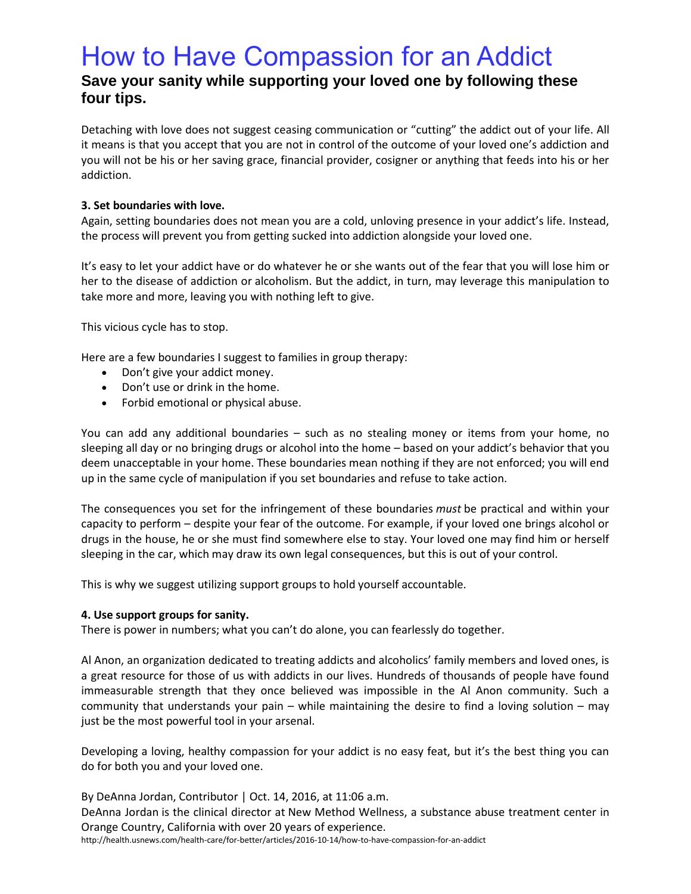# How to Have Compassion for an Addict

## Save your sanity while supporting your loved one by following these four tips.

Detaching with love does not suggest ceasing communication or "cutting" the addict out of your life. All it means is that you accept that you are not in control of the outcome of your loved one's addiction and you will not be his or her saving grace, financial provider, cosigner or anything that feeds into his or her addiction.

**3. Set boundaries with love.**

Again, setting boundaries does not mean you are a cold, unloving presence in your addict's life. Instead, the process will prevent you from getting sucked into addiction alongside your loved one.

It's easy to let your addict have or do whatever he or she wants out of the fear that you will lose him or her to the disease of addiction or alcoholism. But the addict, in turn, may leverage this manipulation to take more and more, leaving you with nothing left to give.

This vicious cycle has to stop.

Here are a few boundaries I suggest to families in group therapy:

- Don't give your addict money.
- Don't use or drink in the home.
- Forbid emotional or physical abuse.

You can add any additional boundaries – such as no stealing money or items from your home, no sleeping all day or no bringing drugs or alcohol into the home – based on your addict's behavior that you deem unacceptable in your home. These boundaries mean nothing if they are not enforced; you will end up in the same cycle of manipulation if you set boundaries and refuse to take action.

The consequences you set for the infringement of these boundaries *must* be practical and within your capacity to perform – despite your fear of the outcome. For example, if your loved one brings alcohol or drugs in the house, he or she must find somewhere else to stay. Your loved one may find him or herself sleeping in the car, which may draw its own legal consequences, but this is out of your control.

This is why we suggest utilizing support groups to hold yourself accountable.

**4. Use support groups for sanity.**

There is power in numbers; what you can't do alone, you can fearlessly do together.

Al Anon, an organization dedicated to treating addicts and alcoholics' family members and loved ones, is a great resource for those of us with addicts in our lives. Hundreds of thousands of people have found immeasurable strength that they once believed was impossible in the Al Anon community. Such a community that understands your pain – while maintaining the desire to find a loving solution – may just be the most powerful tool in your arsenal.

Developing a loving, healthy compassion for your addict is no easy feat, but it's the best thing you can do for both you and your loved one.

By DeAnna Jordan, Contributor | Oct. 14, 2016, at 11:06 a.m.

DeAnna Jordan is the clinical director at New Method Wellness, a substance abuse treatment center in Orange Country, California with over 20 years of experience.

http://health.usnews.com/health-care/for-better/articles/2016-10-14/how-to-have-compassion-for-an-addict